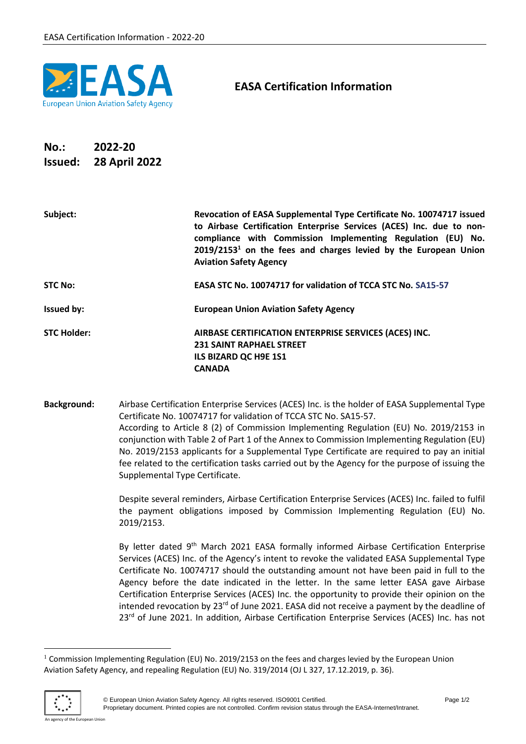# EASA Certification Information

**No.:** 2022-20
**Issued:** 28 April 2022

| | |
|---|---|
| **Subject:** | **Revocation of EASA Supplemental Type Certificate No. 10074717 issued to Airbase Certification Enterprise Services (ACES) Inc. due to non-compliance with Commission Implementing Regulation (EU) No. 2019/2153[1] on the fees and charges levied by the European Union Aviation Safety Agency** |
| **STC No:** | **EASA STC No. 10074717 for validation of TCCA STC No. SA15-57** |
| **Issued by:** | **European Union Aviation Safety Agency** |
| **STC Holder:** | **AIRBASE CERTIFICATION ENTERPRISE SERVICES (ACES) INC.**<br>**231 SAINT RAPHAEL STREET**<br>**ILS BIZARD QC H9E 1S1**<br>**CANADA** |

**Background:**

Airbase Certification Enterprise Services (ACES) Inc. is the holder of EASA Supplemental Type Certificate No. 10074717 for validation of TCCA STC No. SA15-57.
According to Article 8 (2) of Commission Implementing Regulation (EU) No. 2019/2153 in conjunction with Table 2 of Part 1 of the Annex to Commission Implementing Regulation (EU) No. 2019/2153 applicants for a Supplemental Type Certificate are required to pay an initial fee related to the certification tasks carried out by the Agency for the purpose of issuing the Supplemental Type Certificate.

Despite several reminders, Airbase Certification Enterprise Services (ACES) Inc. failed to fulfil the payment obligations imposed by Commission Implementing Regulation (EU) No. 2019/2153.

By letter dated 9th March 2021 EASA formally informed Airbase Certification Enterprise Services (ACES) Inc. of the Agency's intent to revoke the validated EASA Supplemental Type Certificate No. 10074717 should the outstanding amount not have been paid in full to the Agency before the date indicated in the letter. In the same letter EASA gave Airbase Certification Enterprise Services (ACES) Inc. the opportunity to provide their opinion on the intended revocation by 23rd of June 2021. EASA did not receive a payment by the deadline of 23rd of June 2021. In addition, Airbase Certification Enterprise Services (ACES) Inc. has not

[1] Commission Implementing Regulation (EU) No. 2019/2153 on the fees and charges levied by the European Union Aviation Safety Agency, and repealing Regulation (EU) No. 319/2014 (OJ L 327, 17.12.2019, p. 36).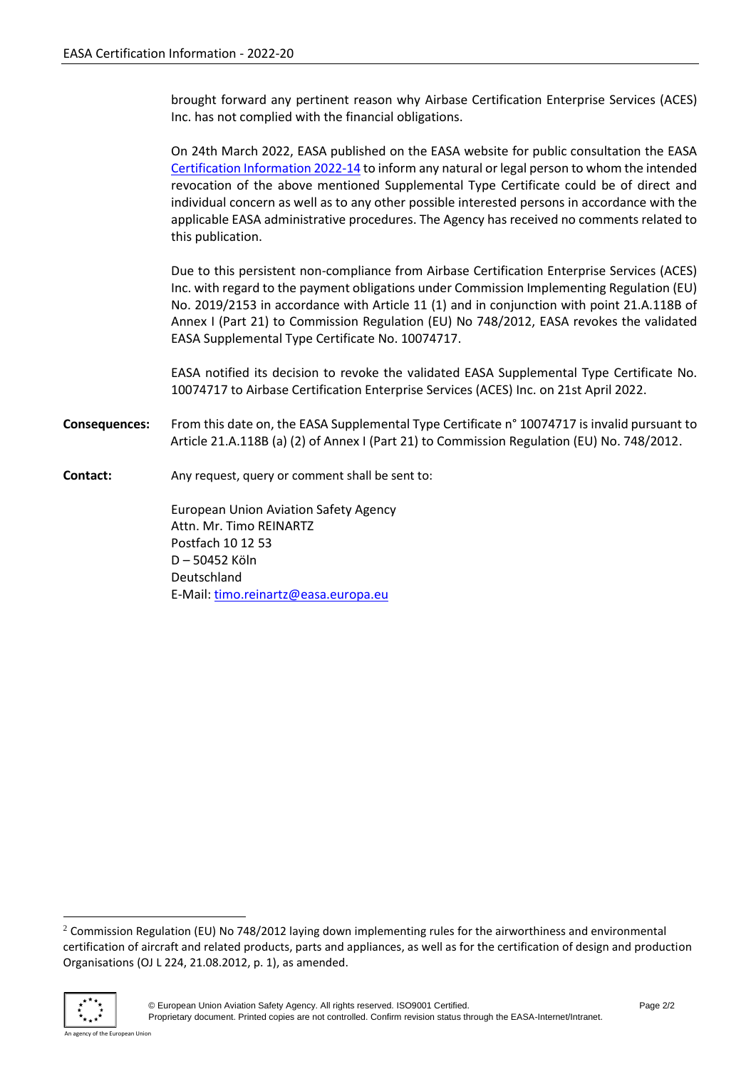brought forward any pertinent reason why Airbase Certification Enterprise Services (ACES) Inc. has not complied with the financial obligations.

On 24th March 2022, EASA published on the EASA website for public consultation the EASA Certification Information 2022-14 to inform any natural or legal person to whom the intended revocation of the above mentioned Supplemental Type Certificate could be of direct and individual concern as well as to any other possible interested persons in accordance with the applicable EASA administrative procedures. The Agency has received no comments related to this publication.

Due to this persistent non-compliance from Airbase Certification Enterprise Services (ACES) Inc. with regard to the payment obligations under Commission Implementing Regulation (EU) No. 2019/2153 in accordance with Article 11 (1) and in conjunction with point 21.A.118B of Annex I (Part 21) to Commission Regulation (EU) No 748/2012, EASA revokes the validated EASA Supplemental Type Certificate No. 10074717.

EASA notified its decision to revoke the validated EASA Supplemental Type Certificate No. 10074717 to Airbase Certification Enterprise Services (ACES) Inc. on 21st April 2022.

**Consequences:** From this date on, the EASA Supplemental Type Certificate n° 10074717 is invalid pursuant to Article 21.A.118B (a) (2) of Annex I (Part 21) to Commission Regulation (EU) No. 748/2012.

**Contact:** Any request, query or comment shall be sent to:

European Union Aviation Safety Agency
Attn. Mr. Timo REINARTZ
Postfach 10 12 53
D – 50452 Köln
Deutschland
E-Mail: timo.reinartz@easa.europa.eu

[2] Commission Regulation (EU) No 748/2012 laying down implementing rules for the airworthiness and environmental certification of aircraft and related products, parts and appliances, as well as for the certification of design and production Organisations (OJ L 224, 21.08.2012, p. 1), as amended.